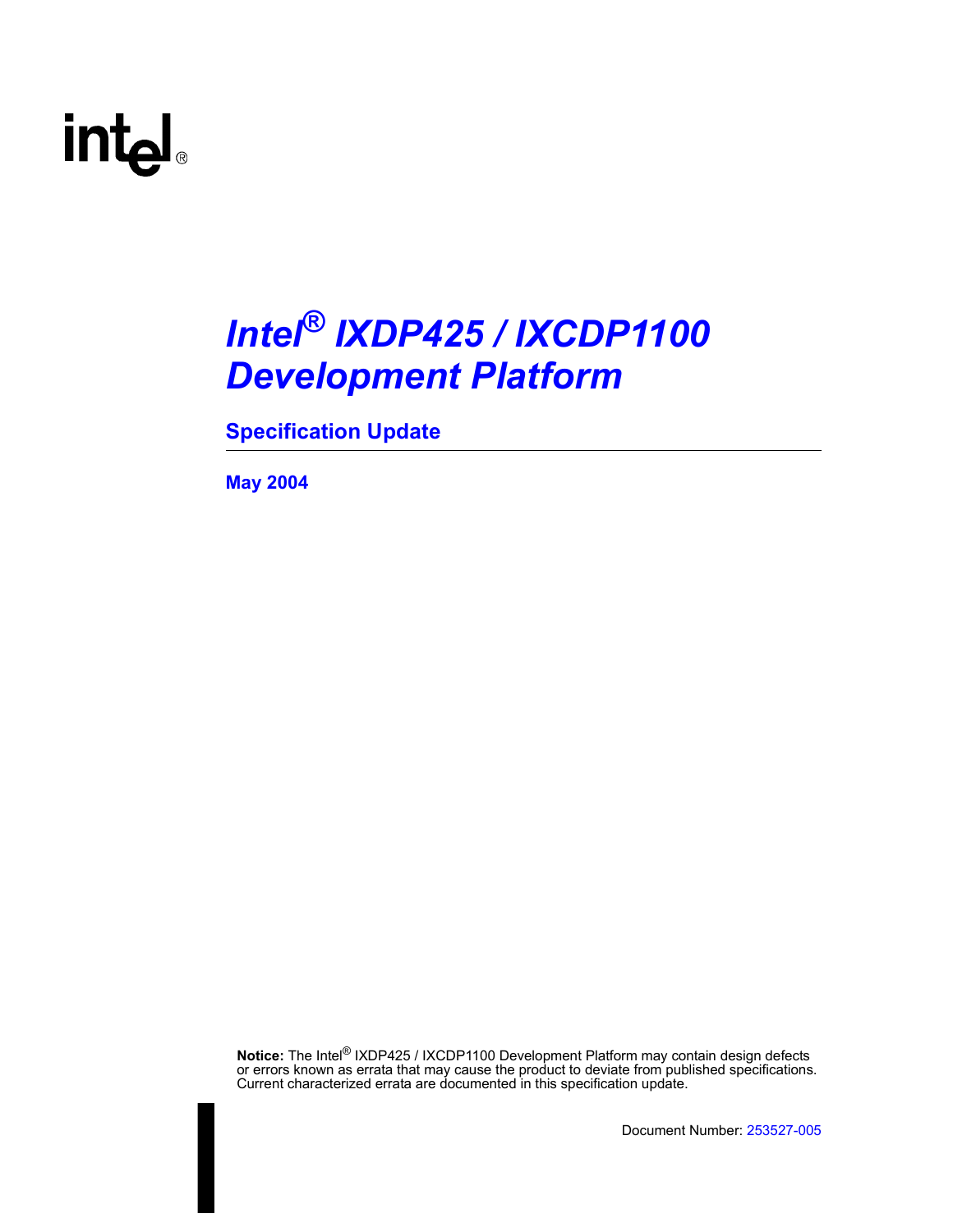# Intel® IXDP425 / IXCDP1100 Development Platform

## Specification Update

**May 2004**

**Notice:** The Intel® IXDP425 / IXCDP1100 Development Platform may contain design defects or errors known as errata that may cause the product to deviate from published specifications. Current characterized errata are documented in this specification update.

Document Number: 253527-005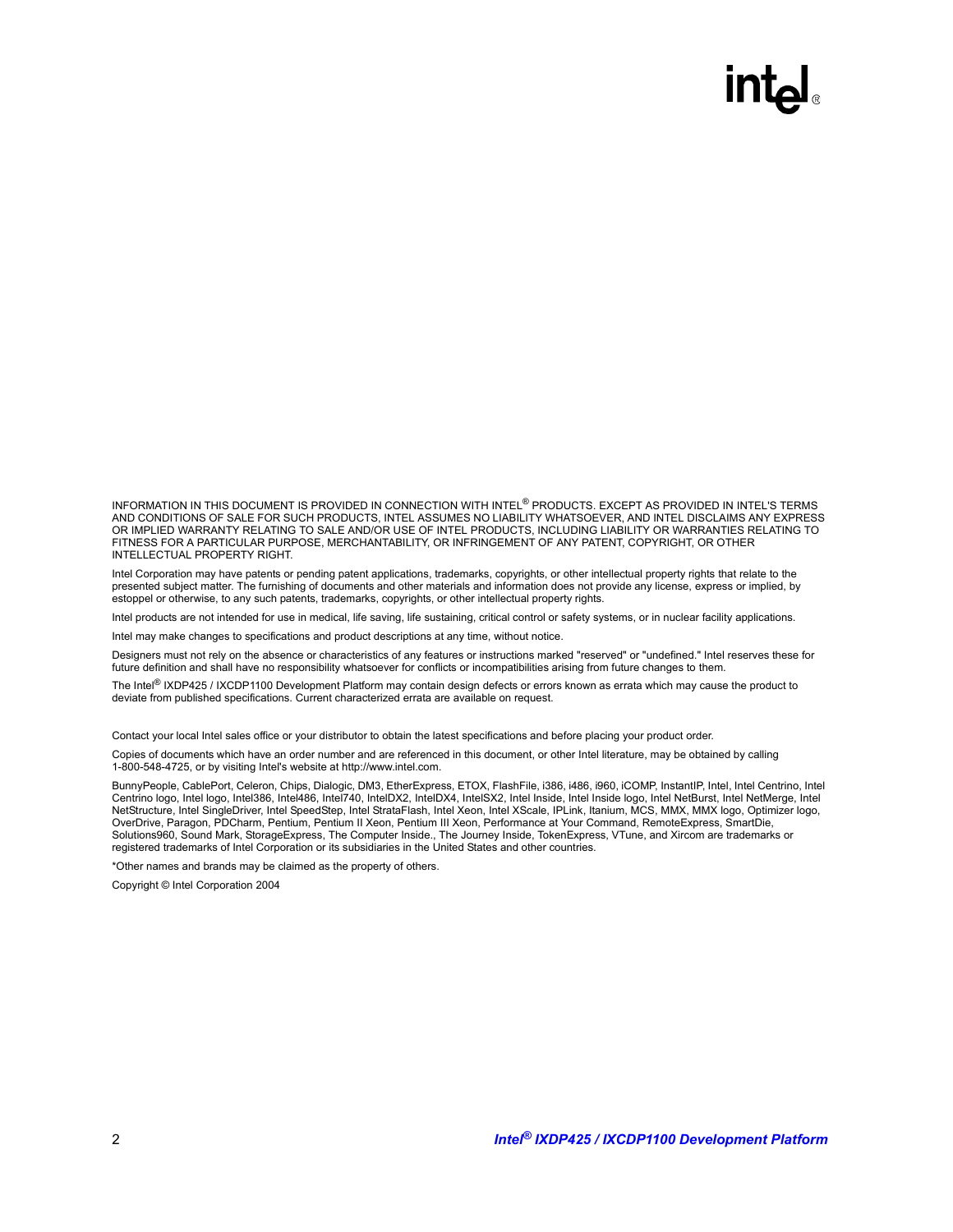INFORMATION IN THIS DOCUMENT IS PROVIDED IN CONNECTION WITH INTEL® PRODUCTS. EXCEPT AS PROVIDED IN INTEL'S TERMS AND CONDITIONS OF SALE FOR SUCH PRODUCTS, INTEL ASSUMES NO LIABILITY WHATSOEVER, AND INTEL DISCLAIMS ANY EXPRESS OR IMPLIED WARRANTY RELATING TO SALE AND/OR USE OF INTEL PRODUCTS, INCLUDING LIABILITY OR WARRANTIES RELATING TO FITNESS FOR A PARTICULAR PURPOSE, MERCHANTABILITY, OR INFRINGEMENT OF ANY PATENT, COPYRIGHT, OR OTHER INTELLECTUAL PROPERTY RIGHT.

Intel Corporation may have patents or pending patent applications, trademarks, copyrights, or other intellectual property rights that relate to the presented subject matter. The furnishing of documents and other materials and information does not provide any license, express or implied, by estoppel or otherwise, to any such patents, trademarks, copyrights, or other intellectual property rights.

Intel products are not intended for use in medical, life saving, life sustaining, critical control or safety systems, or in nuclear facility applications.

Intel may make changes to specifications and product descriptions at any time, without notice.

Designers must not rely on the absence or characteristics of any features or instructions marked "reserved" or "undefined." Intel reserves these for future definition and shall have no responsibility whatsoever for conflicts or incompatibilities arising from future changes to them.

The Intel® IXDP425 / IXCDP1100 Development Platform may contain design defects or errors known as errata which may cause the product to deviate from published specifications. Current characterized errata are available on request.

Contact your local Intel sales office or your distributor to obtain the latest specifications and before placing your product order.

Copies of documents which have an order number and are referenced in this document, or other Intel literature, may be obtained by calling 1-800-548-4725, or by visiting Intel's website at http://www.intel.com.

BunnyPeople, CablePort, Celeron, Chips, Dialogic, DM3, EtherExpress, ETOX, FlashFile, i386, i486, i960, iCOMP, InstantIP, Intel, Intel Centrino, Intel Centrino logo, Intel logo, Intel386, Intel486, Intel740, IntelDX2, IntelDX4, IntelSX2, Intel Inside, Intel Inside logo, Intel NetBurst, Intel NetMerge, Intel NetStructure, Intel SingleDriver, Intel SpeedStep, Intel StrataFlash, Intel Xeon, Intel XScale, IPLink, Itanium, MCS, MMX, MMX logo, Optimizer logo, OverDrive, Paragon, PDCharm, Pentium, Pentium II Xeon, Pentium III Xeon, Performance at Your Command, RemoteExpress, SmartDie, Solutions960, Sound Mark, StorageExpress, The Computer Inside., The Journey Inside, TokenExpress, VTune, and Xircom are trademarks or registered trademarks of Intel Corporation or its subsidiaries in the United States and other countries.

*Other names and brands may be claimed as the property of others.

Copyright © Intel Corporation 2004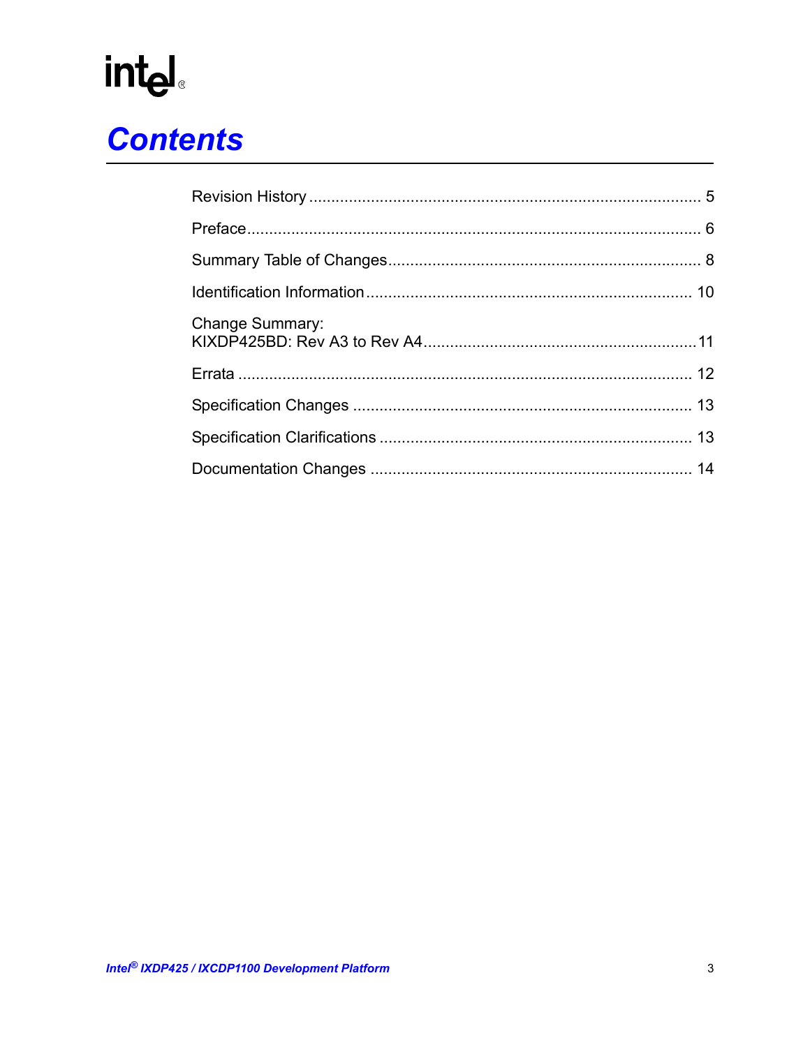# Contents

Revision History ........................................................................................ 5

Preface...................................................................................................... 6

Summary Table of Changes...................................................................... 8

Identification Information......................................................................... 10

Change Summary:
KIXDP425BD: Rev A3 to Rev A4.............................................................11

Errata ..................................................................................................... 12

Specification Changes ............................................................................ 13

Specification Clarifications ...................................................................... 13

Documentation Changes ........................................................................ 14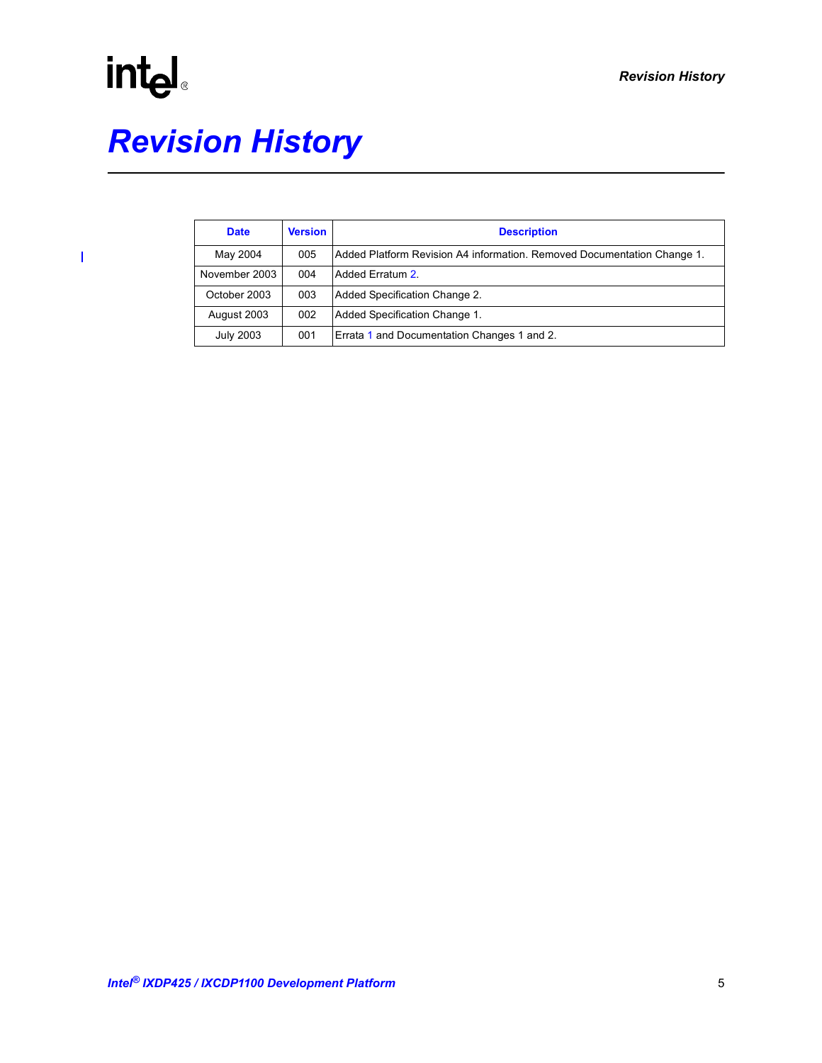# Revision History

| Date | Version | Description |
|---|---|---|
| May 2004 | 005 | Added Platform Revision A4 information. Removed Documentation Change 1. |
| November 2003 | 004 | Added Erratum 2. |
| October 2003 | 003 | Added Specification Change 2. |
| August 2003 | 002 | Added Specification Change 1. |
| July 2003 | 001 | Errata 1 and Documentation Changes 1 and 2. |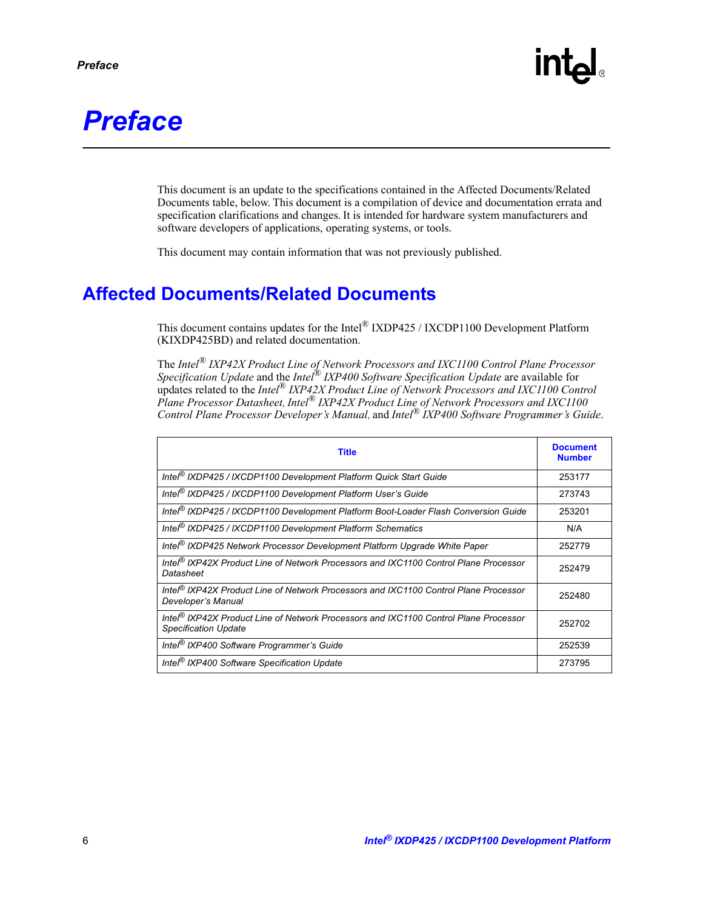# Preface

This document is an update to the specifications contained in the Affected Documents/Related Documents table, below. This document is a compilation of device and documentation errata and specification clarifications and changes. It is intended for hardware system manufacturers and software developers of applications, operating systems, or tools.

This document may contain information that was not previously published.

## Affected Documents/Related Documents

This document contains updates for the Intel® IXDP425 / IXCDP1100 Development Platform (KIXDP425BD) and related documentation.

The *Intel® IXP42X Product Line of Network Processors and IXC1100 Control Plane Processor Specification Update* and the *Intel® IXP400 Software Specification Update* are available for updates related to the *Intel® IXP42X Product Line of Network Processors and IXC1100 Control Plane Processor Datasheet*, *Intel® IXP42X Product Line of Network Processors and IXC1100 Control Plane Processor Developer's Manual*, and *Intel® IXP400 Software Programmer's Guide*.

| Title | Document Number |
|---|---|
| *Intel® IXDP425 / IXCDP1100 Development Platform Quick Start Guide* | 253177 |
| *Intel® IXDP425 / IXCDP1100 Development Platform User's Guide* | 273743 |
| *Intel® IXDP425 / IXCDP1100 Development Platform Boot-Loader Flash Conversion Guide* | 253201 |
| *Intel® IXDP425 / IXCDP1100 Development Platform Schematics* | N/A |
| *Intel® IXDP425 Network Processor Development Platform Upgrade White Paper* | 252779 |
| *Intel® IXP42X Product Line of Network Processors and IXC1100 Control Plane Processor Datasheet* | 252479 |
| *Intel® IXP42X Product Line of Network Processors and IXC1100 Control Plane Processor Developer's Manual* | 252480 |
| *Intel® IXP42X Product Line of Network Processors and IXC1100 Control Plane Processor Specification Update* | 252702 |
| *Intel® IXP400 Software Programmer's Guide* | 252539 |
| *Intel® IXP400 Software Specification Update* | 273795 |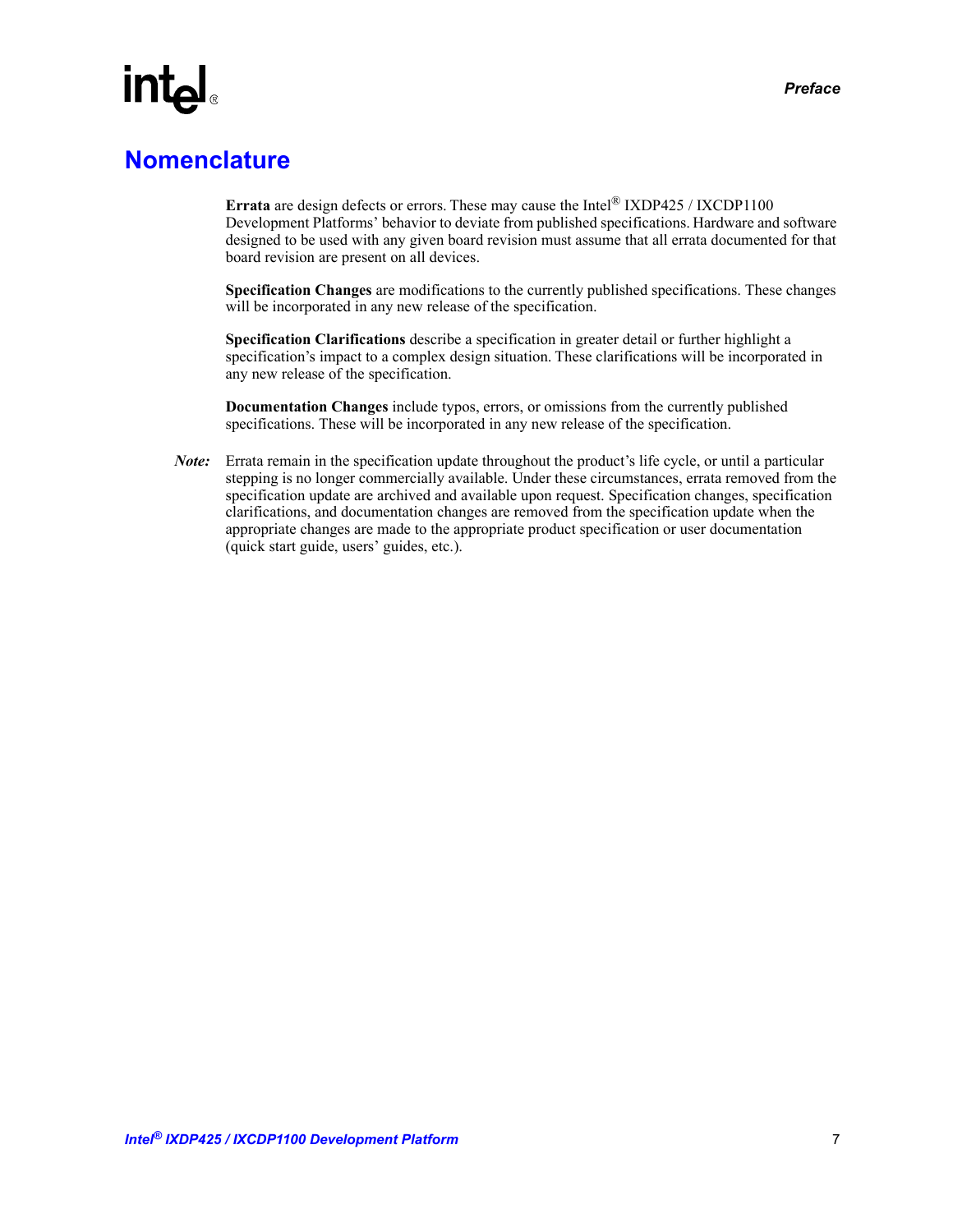# Nomenclature

**Errata** are design defects or errors. These may cause the Intel® IXDP425 / IXCDP1100 Development Platforms' behavior to deviate from published specifications. Hardware and software designed to be used with any given board revision must assume that all errata documented for that board revision are present on all devices.

**Specification Changes** are modifications to the currently published specifications. These changes will be incorporated in any new release of the specification.

**Specification Clarifications** describe a specification in greater detail or further highlight a specification's impact to a complex design situation. These clarifications will be incorporated in any new release of the specification.

**Documentation Changes** include typos, errors, or omissions from the currently published specifications. These will be incorporated in any new release of the specification.

***Note:*** Errata remain in the specification update throughout the product's life cycle, or until a particular stepping is no longer commercially available. Under these circumstances, errata removed from the specification update are archived and available upon request. Specification changes, specification clarifications, and documentation changes are removed from the specification update when the appropriate changes are made to the appropriate product specification or user documentation (quick start guide, users' guides, etc.).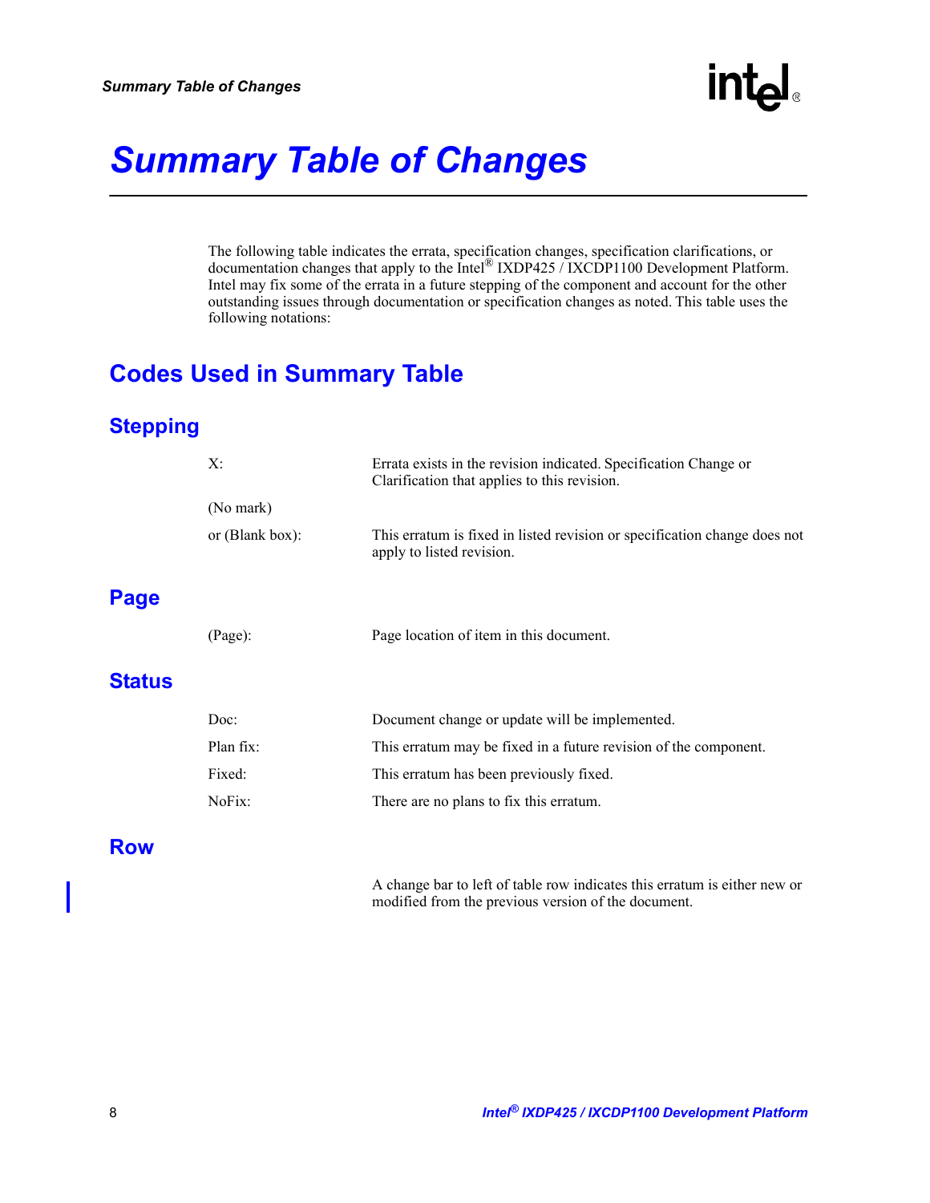# Summary Table of Changes

The following table indicates the errata, specification changes, specification clarifications, or documentation changes that apply to the Intel® IXDP425 / IXCDP1100 Development Platform. Intel may fix some of the errata in a future stepping of the component and account for the other outstanding issues through documentation or specification changes as noted. This table uses the following notations:

## Codes Used in Summary Table

### Stepping

| | |
|---|---|
| X: | Errata exists in the revision indicated. Specification Change or Clarification that applies to this revision. |
| (No mark) or (Blank box): | This erratum is fixed in listed revision or specification change does not apply to listed revision. |

### Page

| | |
|---|---|
| (Page): | Page location of item in this document. |

### Status

| | |
|---|---|
| Doc: | Document change or update will be implemented. |
| Plan fix: | This erratum may be fixed in a future revision of the component. |
| Fixed: | This erratum has been previously fixed. |
| NoFix: | There are no plans to fix this erratum. |

### Row

| | |
|---|---|
| \| | A change bar to left of table row indicates this erratum is either new or modified from the previous version of the document. |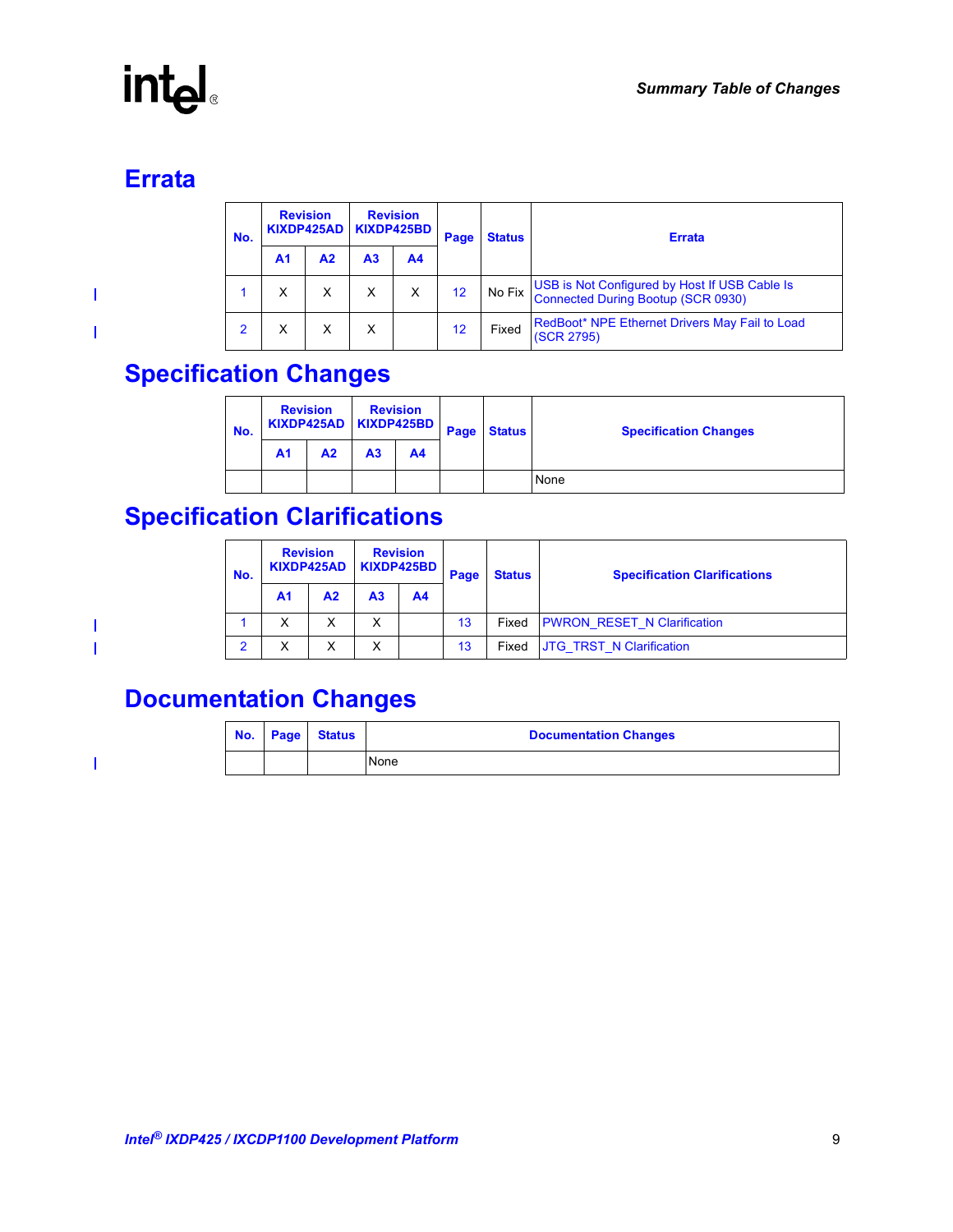## Errata

| No. | Revision KIXDP425AD | | Revision KIXDP425BD | | Page | Status | Errata |
|---|---|---|---|---|---|---|---|
| | A1 | A2 | A3 | A4 | | | |
| 1 | X | X | X | X | 12 | No Fix | USB is Not Configured by Host If USB Cable Is Connected During Bootup (SCR 0930) |
| 2 | X | X | X | | 12 | Fixed | RedBoot* NPE Ethernet Drivers May Fail to Load (SCR 2795) |

## Specification Changes

| No. | Revision KIXDP425AD | | Revision KIXDP425BD | | Page | Status | Specification Changes |
|---|---|---|---|---|---|---|---|
| | A1 | A2 | A3 | A4 | | | |
| | | | | | | | None |

## Specification Clarifications

| No. | Revision KIXDP425AD | | Revision KIXDP425BD | | Page | Status | Specification Clarifications |
|---|---|---|---|---|---|---|---|
| | A1 | A2 | A3 | A4 | | | |
| 1 | X | X | X | | 13 | Fixed | PWRON_RESET_N Clarification |
| 2 | X | X | X | | 13 | Fixed | JTG_TRST_N Clarification |

## Documentation Changes

| No. | Page | Status | Documentation Changes |
|---|---|---|---|
| | | | None |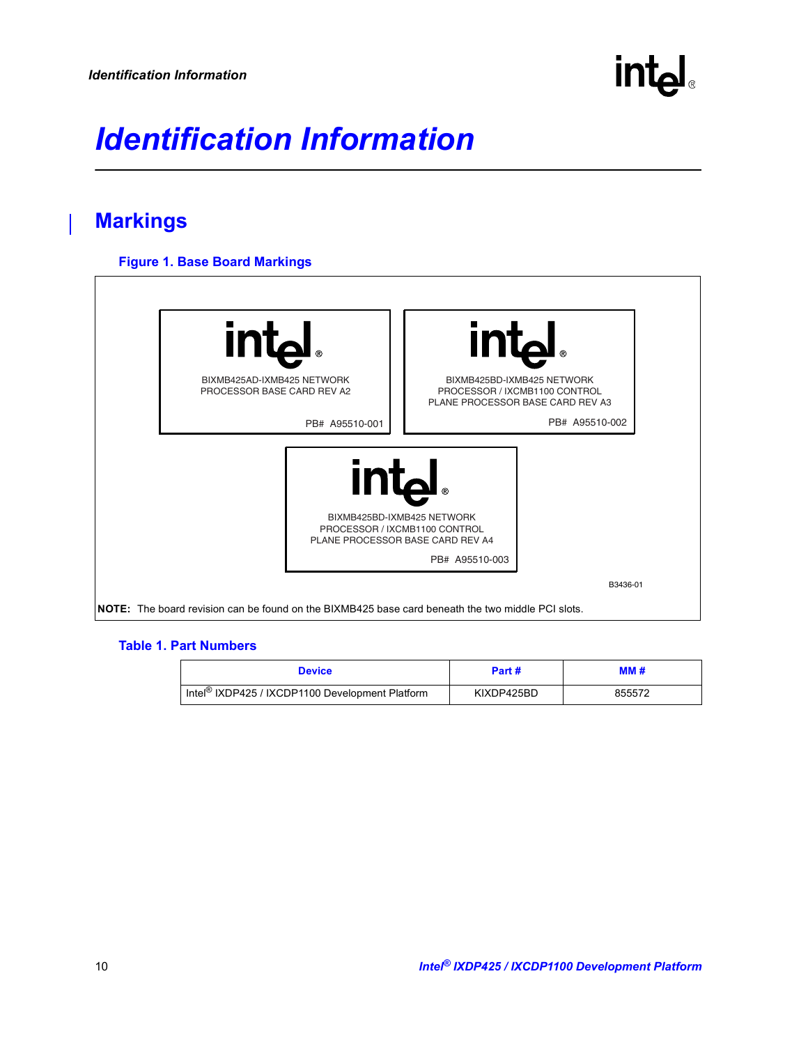# Identification Information

## Markings

**Figure 1. Base Board Markings**

intel®
BIXMB425AD-IXMB425 NETWORK PROCESSOR BASE CARD REV A2
PB# A95510-001

intel®
BIXMB425BD-IXMB425 NETWORK PROCESSOR / IXCMB1100 CONTROL PLANE PROCESSOR BASE CARD REV A3
PB# A95510-002

intel®
BIXMB425BD-IXMB425 NETWORK PROCESSOR / IXCMB1100 CONTROL PLANE PROCESSOR BASE CARD REV A4
PB# A95510-003

B3436-01

**NOTE:** The board revision can be found on the BIXMB425 base card beneath the two middle PCI slots.

**Table 1. Part Numbers**

| Device | Part # | MM # |
|---|---|---|
| Intel® IXDP425 / IXCDP1100 Development Platform | KIXDP425BD | 855572 |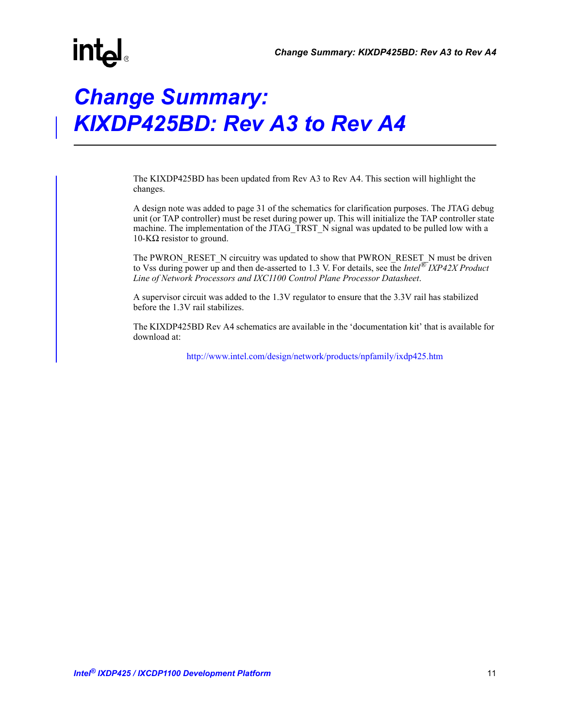# Change Summary: KIXDP425BD: Rev A3 to Rev A4

The KIXDP425BD has been updated from Rev A3 to Rev A4. This section will highlight the changes.

A design note was added to page 31 of the schematics for clarification purposes. The JTAG debug unit (or TAP controller) must be reset during power up. This will initialize the TAP controller state machine. The implementation of the JTAG_TRST_N signal was updated to be pulled low with a 10-KΩ resistor to ground.

The PWRON_RESET_N circuitry was updated to show that PWRON_RESET_N must be driven to Vss during power up and then de-asserted to 1.3 V. For details, see the *Intel® IXP42X Product Line of Network Processors and IXC1100 Control Plane Processor Datasheet*.

A supervisor circuit was added to the 1.3V regulator to ensure that the 3.3V rail has stabilized before the 1.3V rail stabilizes.

The KIXDP425BD Rev A4 schematics are available in the 'documentation kit' that is available for download at:

http://www.intel.com/design/network/products/npfamily/ixdp425.htm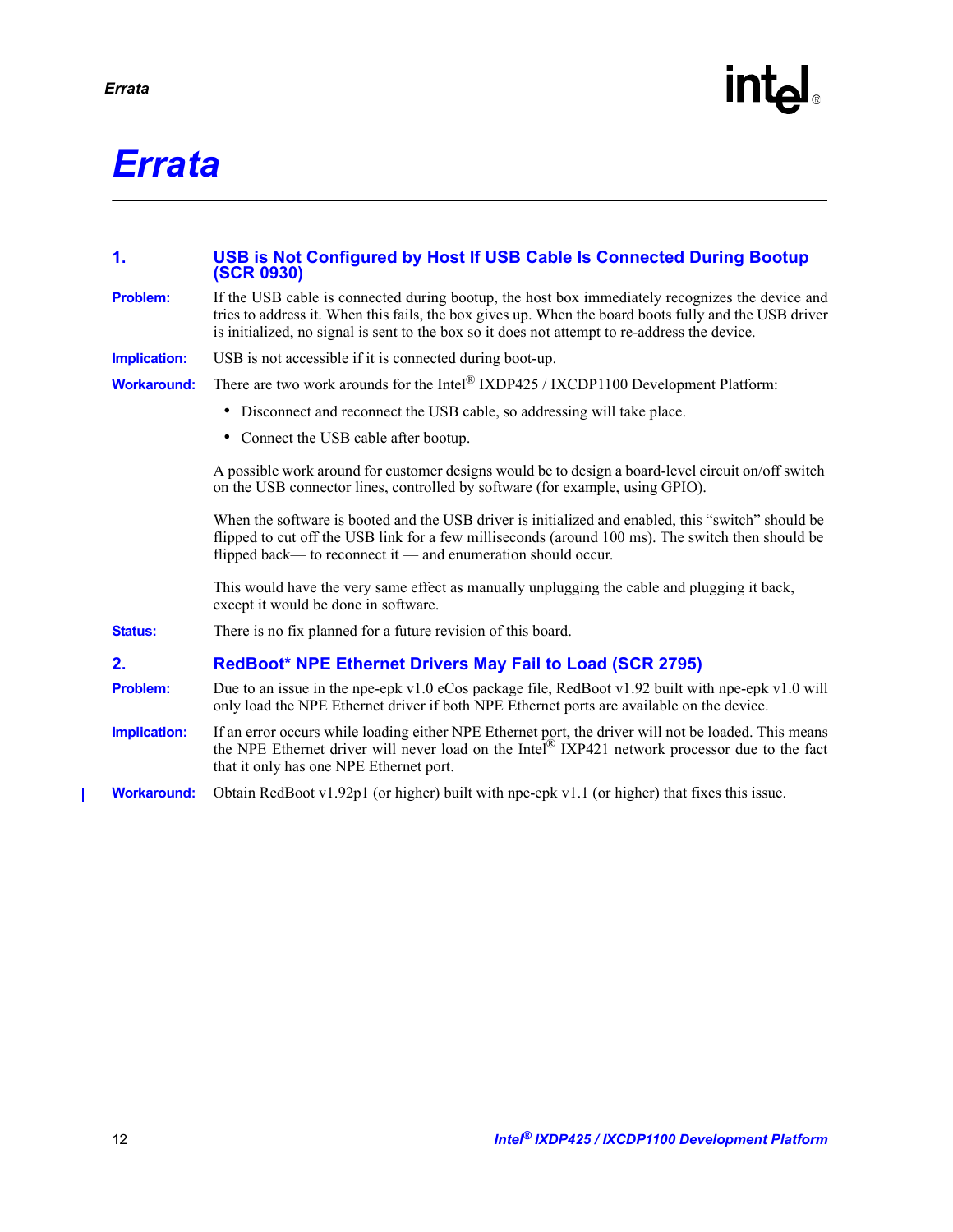# Errata

## 1. USB is Not Configured by Host If USB Cable Is Connected During Bootup (SCR 0930)

**Problem:** If the USB cable is connected during bootup, the host box immediately recognizes the device and tries to address it. When this fails, the box gives up. When the board boots fully and the USB driver is initialized, no signal is sent to the box so it does not attempt to re-address the device.

**Implication:** USB is not accessible if it is connected during boot-up.

**Workaround:** There are two work arounds for the Intel® IXDP425 / IXCDP1100 Development Platform:

- Disconnect and reconnect the USB cable, so addressing will take place.
- Connect the USB cable after bootup.

A possible work around for customer designs would be to design a board-level circuit on/off switch on the USB connector lines, controlled by software (for example, using GPIO).

When the software is booted and the USB driver is initialized and enabled, this "switch" should be flipped to cut off the USB link for a few milliseconds (around 100 ms). The switch then should be flipped back— to reconnect it — and enumeration should occur.

This would have the very same effect as manually unplugging the cable and plugging it back, except it would be done in software.

**Status:** There is no fix planned for a future revision of this board.

## 2. RedBoot* NPE Ethernet Drivers May Fail to Load (SCR 2795)

**Problem:** Due to an issue in the npe-epk v1.0 eCos package file, RedBoot v1.92 built with npe-epk v1.0 will only load the NPE Ethernet driver if both NPE Ethernet ports are available on the device.

**Implication:** If an error occurs while loading either NPE Ethernet port, the driver will not be loaded. This means the NPE Ethernet driver will never load on the Intel® IXP421 network processor due to the fact that it only has one NPE Ethernet port.

**Workaround:** Obtain RedBoot v1.92p1 (or higher) built with npe-epk v1.1 (or higher) that fixes this issue.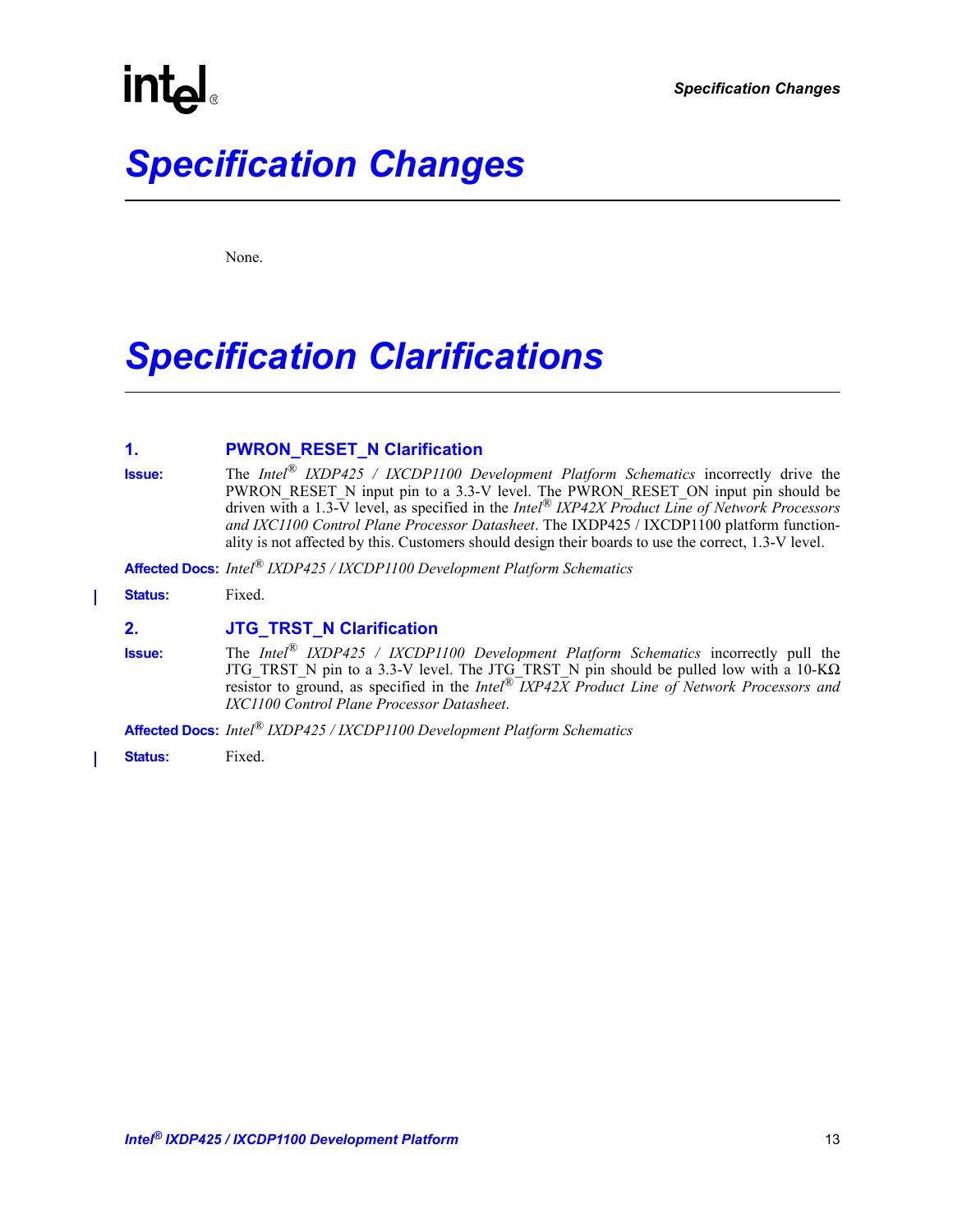# Specification Changes

None.

# Specification Clarifications

## 1. PWRON_RESET_N Clarification

**Issue:** The *Intel® IXDP425 / IXCDP1100 Development Platform Schematics* incorrectly drive the PWRON_RESET_N input pin to a 3.3-V level. The PWRON_RESET_ON input pin should be driven with a 1.3-V level, as specified in the *Intel® IXP42X Product Line of Network Processors and IXC1100 Control Plane Processor Datasheet*. The IXDP425 / IXCDP1100 platform functionality is not affected by this. Customers should design their boards to use the correct, 1.3-V level.

**Affected Docs:** *Intel® IXDP425 / IXCDP1100 Development Platform Schematics*

**Status:** Fixed.

## 2. JTG_TRST_N Clarification

**Issue:** The *Intel® IXDP425 / IXCDP1100 Development Platform Schematics* incorrectly pull the JTG_TRST_N pin to a 3.3-V level. The JTG_TRST_N pin should be pulled low with a 10-KΩ resistor to ground, as specified in the *Intel® IXP42X Product Line of Network Processors and IXC1100 Control Plane Processor Datasheet.*

**Affected Docs:** *Intel® IXDP425 / IXCDP1100 Development Platform Schematics*

**Status:** Fixed.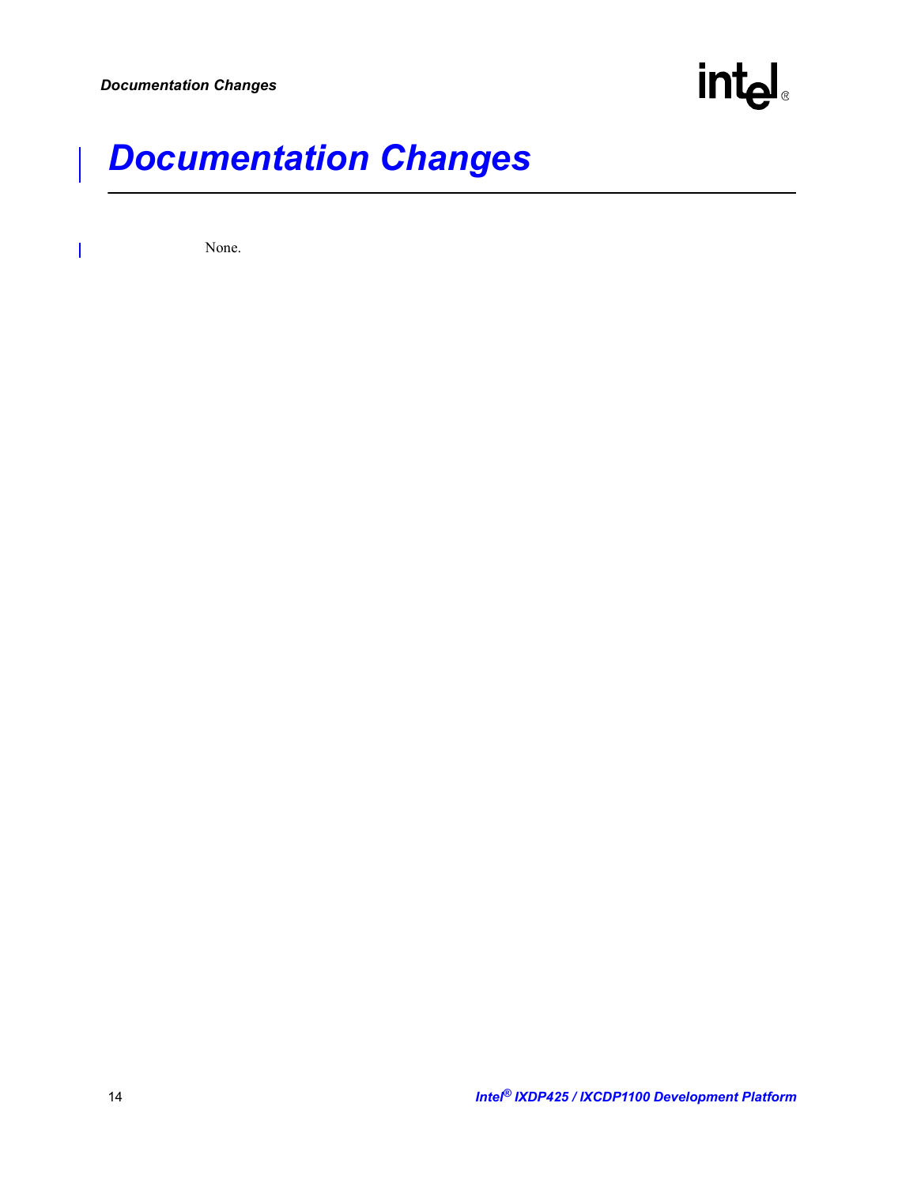# Documentation Changes

None.